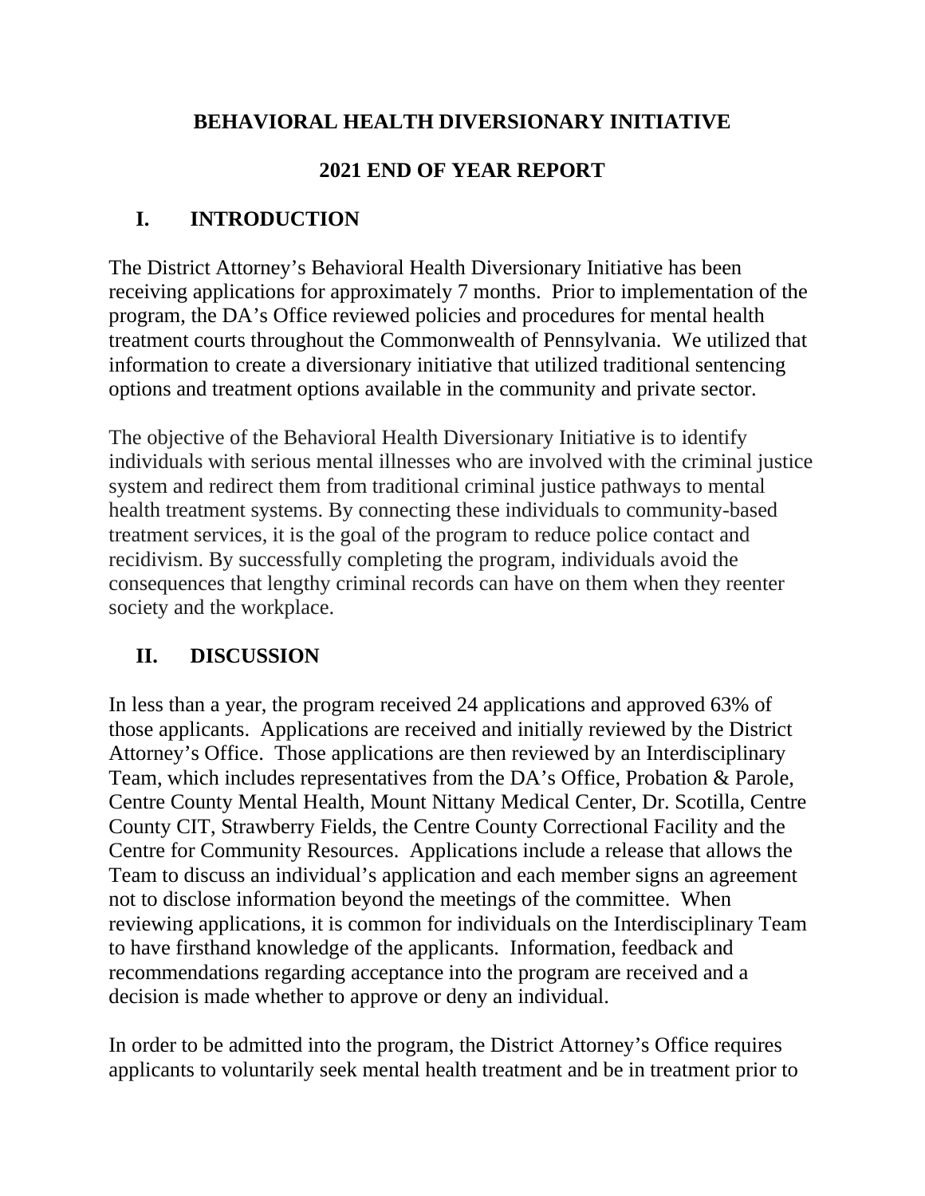# BEHAVIORAL HEALTH DIVERSIONARY INITIATIVE

# 2021 END OF YEAR REPORT

## I. INTRODUCTION

The District Attorney's Behavioral Health Diversionary Initiative has been receiving applications for approximately 7 months. Prior to implementation of the program, the DA's Office reviewed policies and procedures for mental health treatment courts throughout the Commonwealth of Pennsylvania. We utilized that information to create a diversionary initiative that utilized traditional sentencing options and treatment options available in the community and private sector.

The objective of the Behavioral Health Diversionary Initiative is to identify individuals with serious mental illnesses who are involved with the criminal justice system and redirect them from traditional criminal justice pathways to mental health treatment systems. By connecting these individuals to community-based treatment services, it is the goal of the program to reduce police contact and recidivism. By successfully completing the program, individuals avoid the consequences that lengthy criminal records can have on them when they reenter society and the workplace.

## II. DISCUSSION

In less than a year, the program received 24 applications and approved 63% of those applicants. Applications are received and initially reviewed by the District Attorney's Office. Those applications are then reviewed by an Interdisciplinary Team, which includes representatives from the DA's Office, Probation & Parole, Centre County Mental Health, Mount Nittany Medical Center, Dr. Scotilla, Centre County CIT, Strawberry Fields, the Centre County Correctional Facility and the Centre for Community Resources. Applications include a release that allows the Team to discuss an individual's application and each member signs an agreement not to disclose information beyond the meetings of the committee. When reviewing applications, it is common for individuals on the Interdisciplinary Team to have firsthand knowledge of the applicants. Information, feedback and recommendations regarding acceptance into the program are received and a decision is made whether to approve or deny an individual.

In order to be admitted into the program, the District Attorney's Office requires applicants to voluntarily seek mental health treatment and be in treatment prior to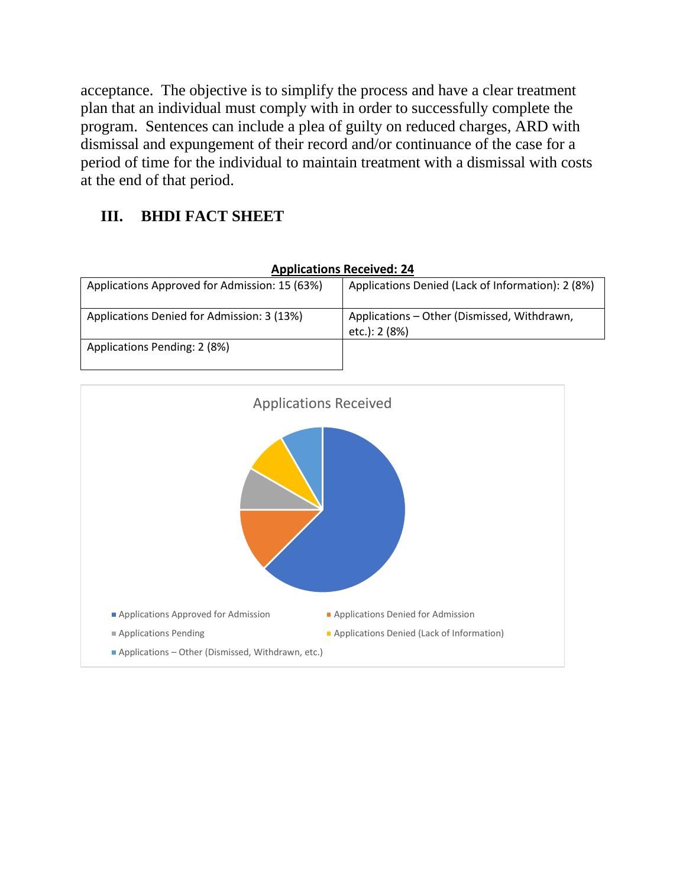acceptance. The objective is to simplify the process and have a clear treatment plan that an individual must comply with in order to successfully complete the program. Sentences can include a plea of guilty on reduced charges, ARD with dismissal and expungement of their record and/or continuance of the case for a period of time for the individual to maintain treatment with a dismissal with costs at the end of that period.

## III. BHDI FACT SHEET

**Applications Received: 24**

| | |
|---|---|
| Applications Approved for Admission: 15 (63%) | Applications Denied (Lack of Information): 2 (8%) |
| Applications Denied for Admission: 3 (13%) | Applications – Other (Dismissed, Withdrawn, etc.): 2 (8%) |
| Applications Pending: 2 (8%) | |

Applications Received

- Applications Approved for Admission
- Applications Denied for Admission
- Applications Pending
- Applications Denied (Lack of Information)
- Applications – Other (Dismissed, Withdrawn, etc.)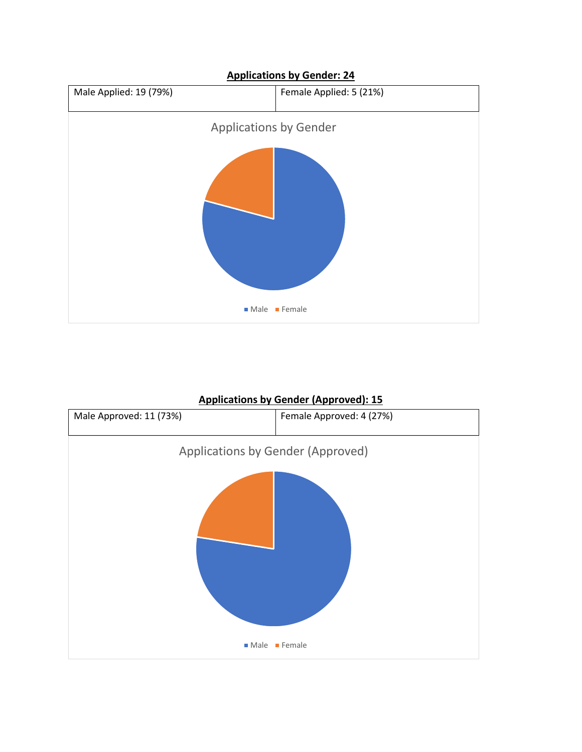**Applications by Gender: 24**

| Male Applied: 19 (79%) | Female Applied: 5 (21%) |
|---|---|

Applications by Gender

Male Female

**Applications by Gender (Approved): 15**

| Male Approved: 11 (73%) | Female Approved: 4 (27%) |
|---|---|

Applications by Gender (Approved)

Male Female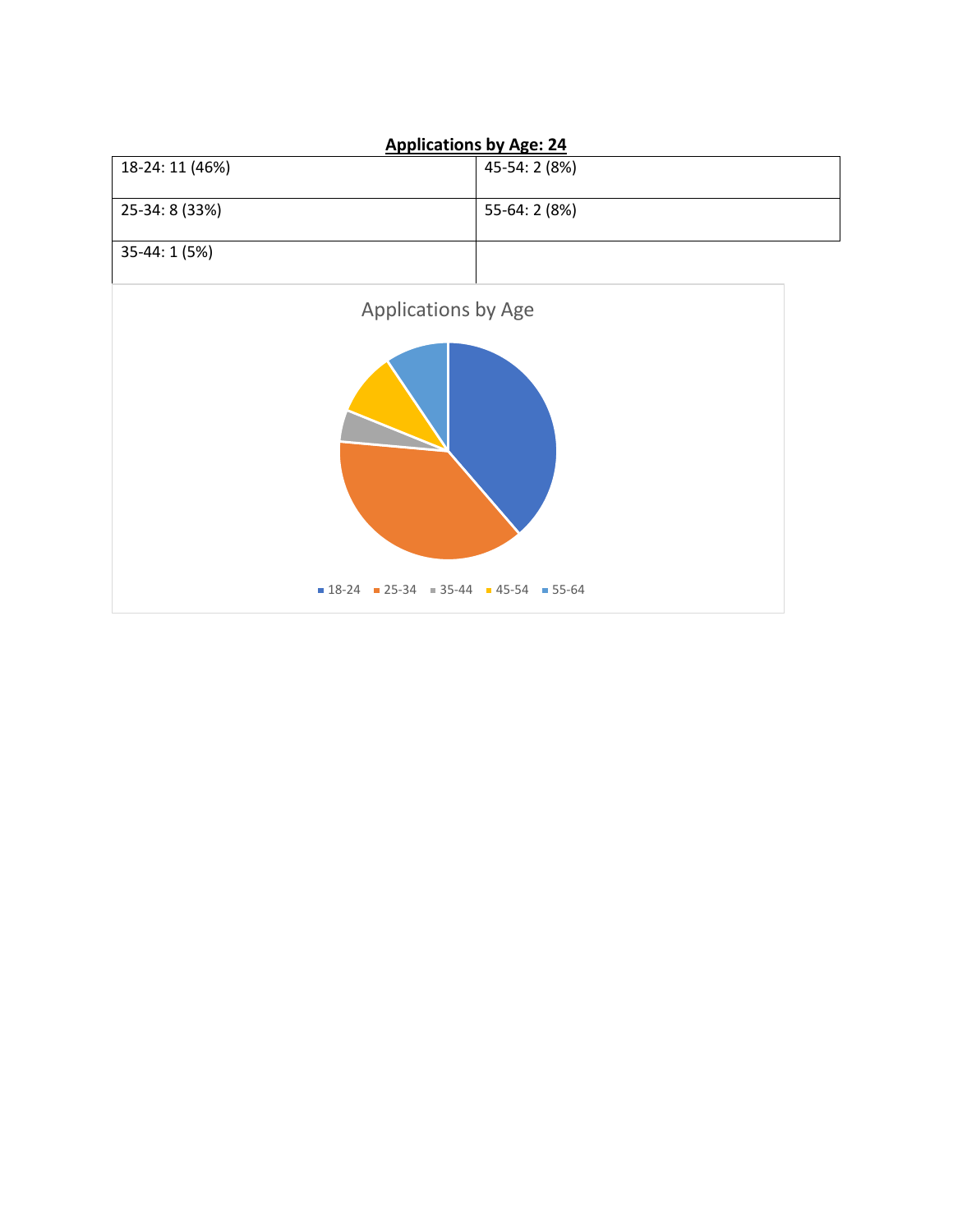**Applications by Age: 24**

| | |
|---|---|
| 18-24: 11 (46%) | 45-54: 2 (8%) |
| 25-34: 8 (33%) | 55-64: 2 (8%) |
| 35-44: 1 (5%) | |

Applications by Age

18-24 25-34 35-44 45-54 55-64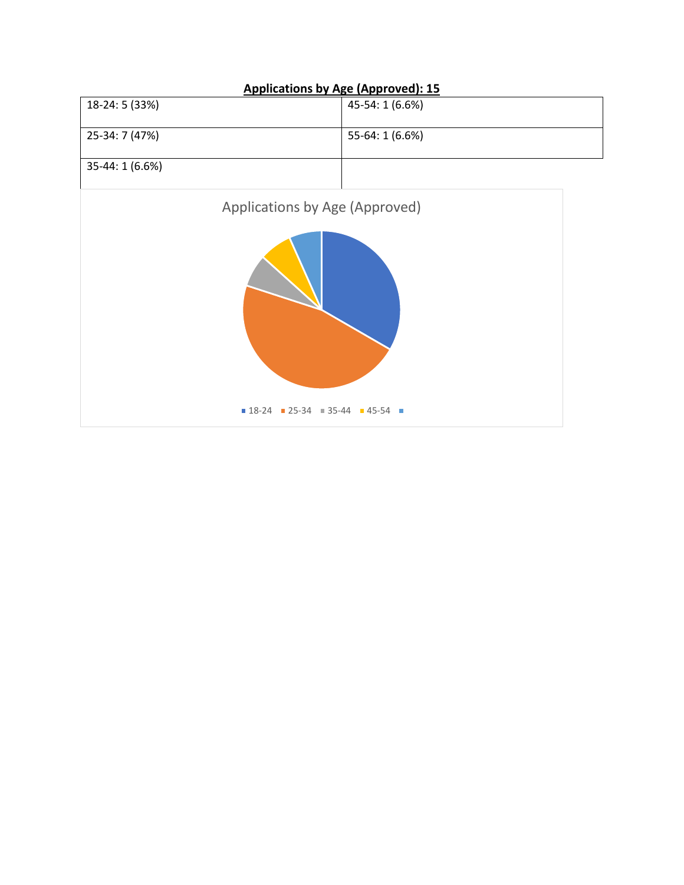**Applications by Age (Approved): 15**

| 18-24: 5 (33%) | 45-54: 1 (6.6%) |
| --- | --- |
| 25-34: 7 (47%) | 55-64: 1 (6.6%) |
| 35-44: 1 (6.6%) | |

Applications by Age (Approved)

18-24 25-34 35-44 45-54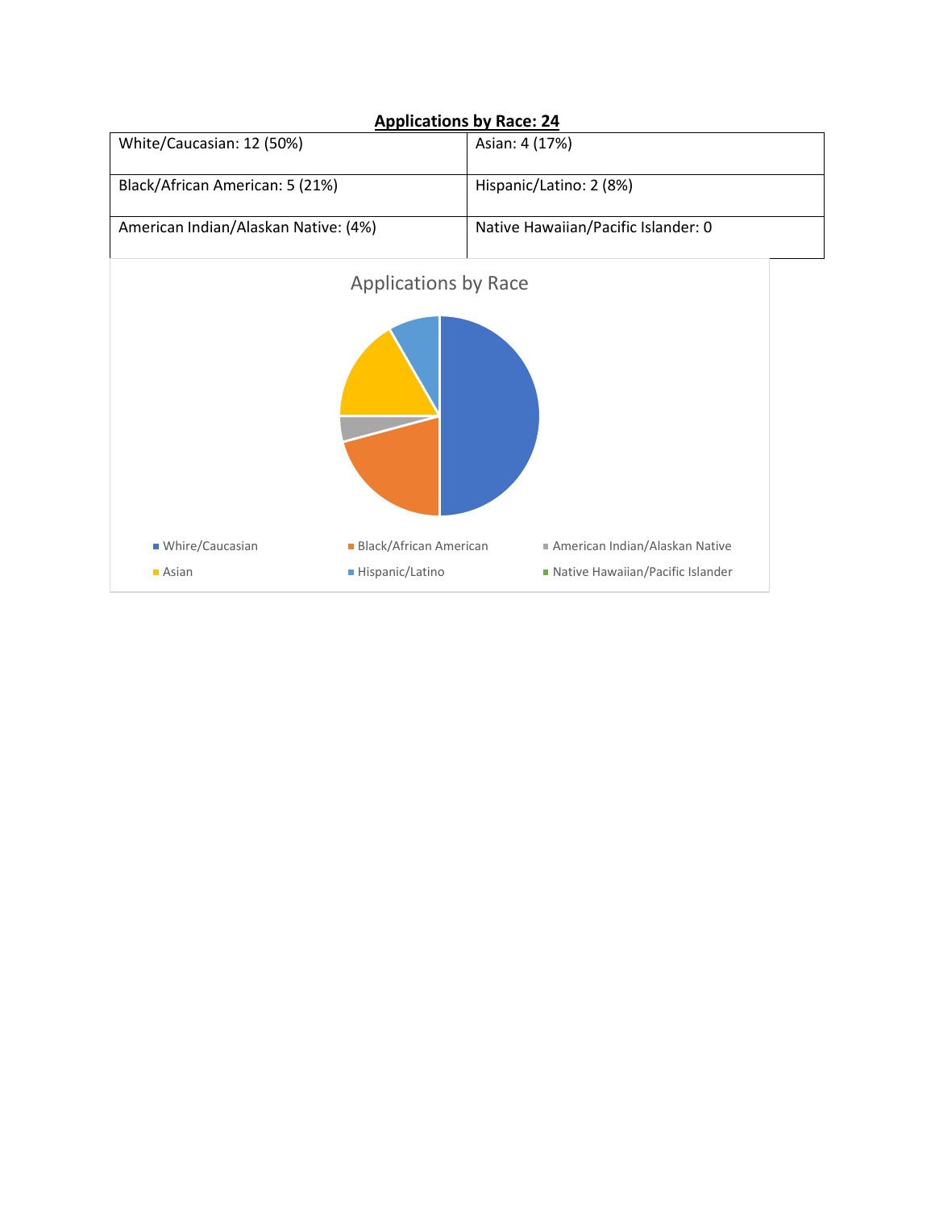**Applications by Race: 24**

| White/Caucasian: 12 (50%) | Asian: 4 (17%) |
|---|---|
| Black/African American: 5 (21%) | Hispanic/Latino: 2 (8%) |
| American Indian/Alaskan Native: (4%) | Native Hawaiian/Pacific Islander: 0 |

Applications by Race

- Whire/Caucasian
- Black/African American
- American Indian/Alaskan Native
- Asian
- Hispanic/Latino
- Native Hawaiian/Pacific Islander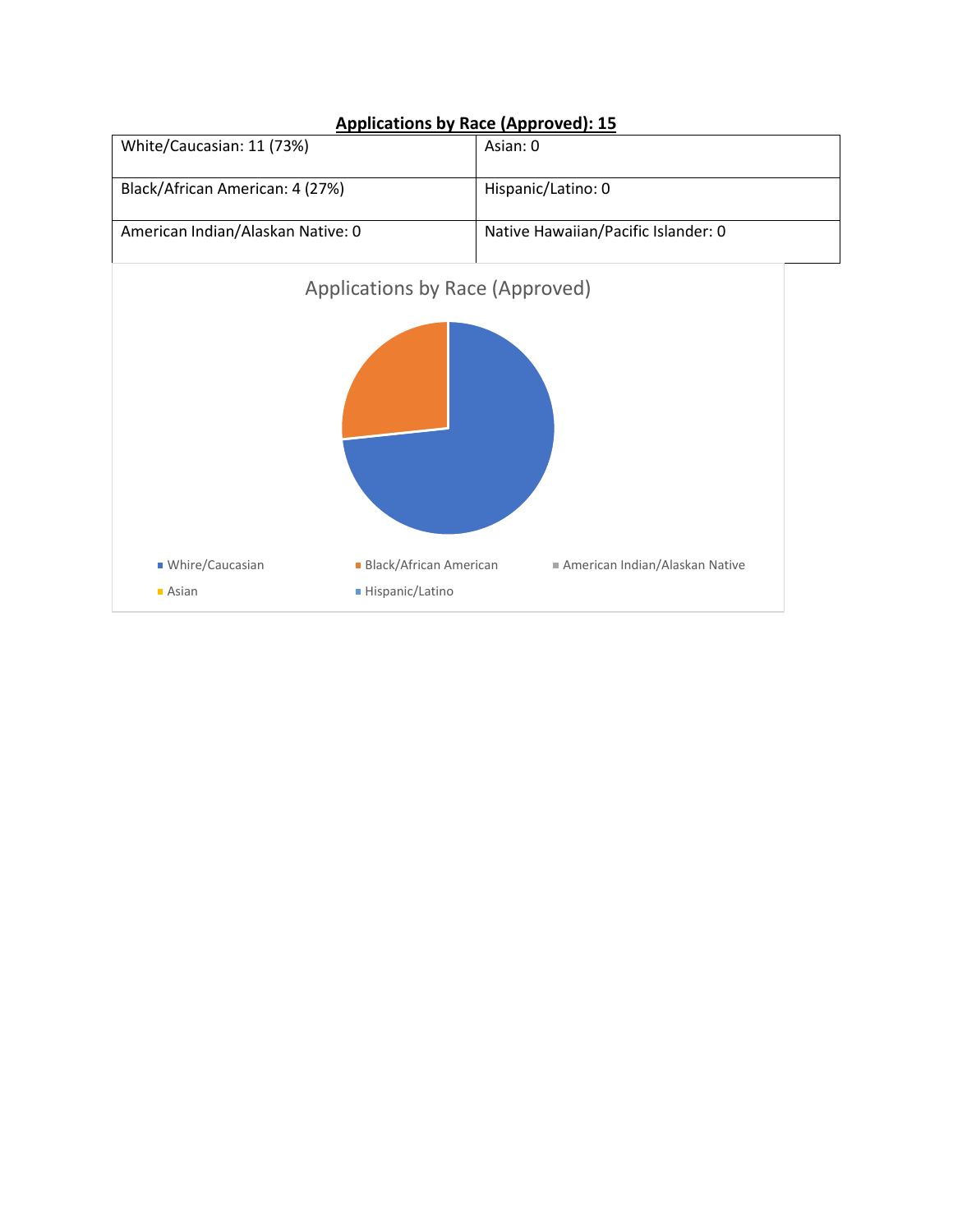**Applications by Race (Approved): 15**

| White/Caucasian: 11 (73%) | Asian: 0 |
|---|---|
| Black/African American: 4 (27%) | Hispanic/Latino: 0 |
| American Indian/Alaskan Native: 0 | Native Hawaiian/Pacific Islander: 0 |

Applications by Race (Approved)

- Whire/Caucasian
- Black/African American
- American Indian/Alaskan Native
- Asian
- Hispanic/Latino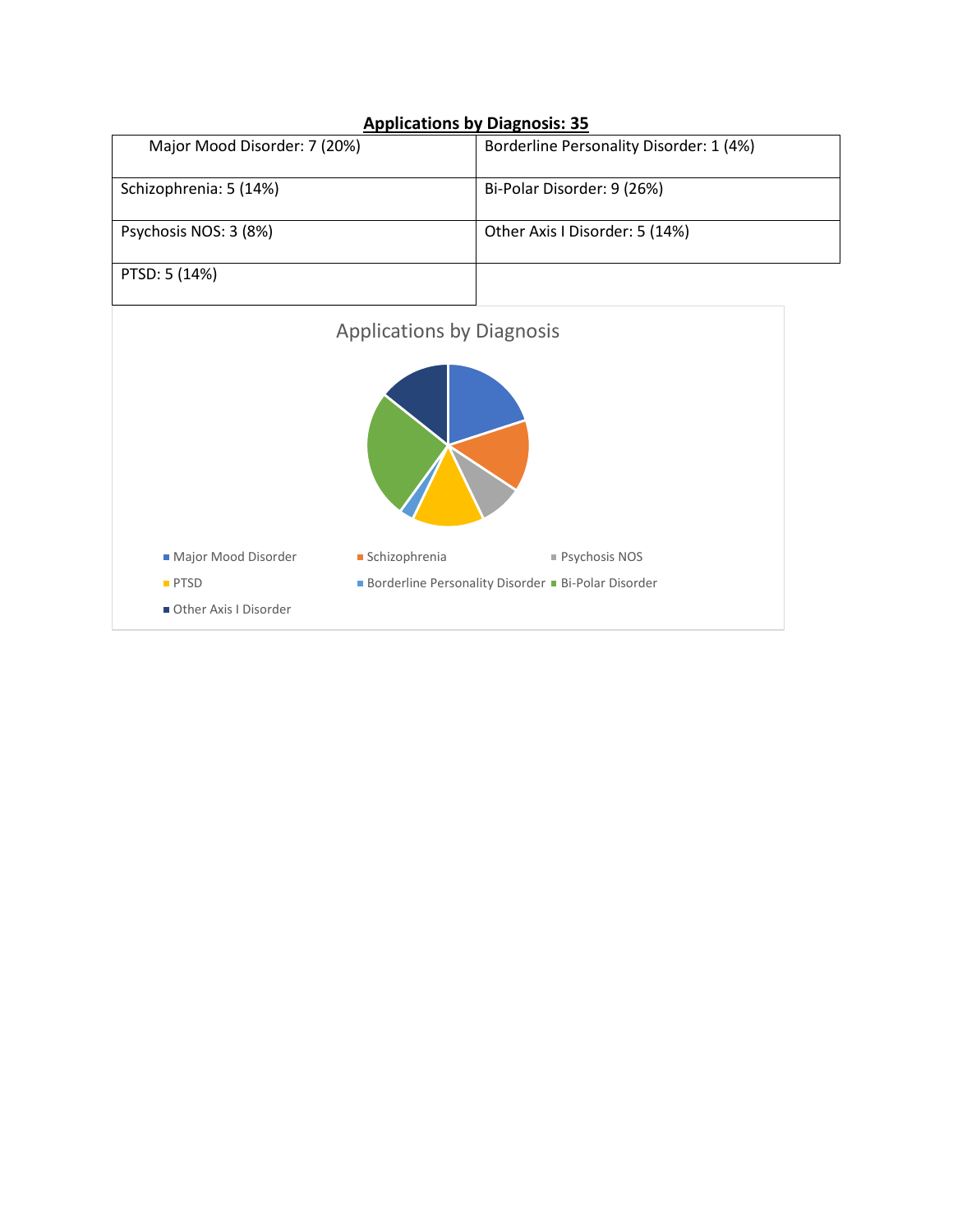**Applications by Diagnosis: 35**

| | |
|---|---|
| Major Mood Disorder: 7 (20%) | Borderline Personality Disorder: 1 (4%) |
| Schizophrenia: 5 (14%) | Bi-Polar Disorder: 9 (26%) |
| Psychosis NOS: 3 (8%) | Other Axis I Disorder: 5 (14%) |
| PTSD: 5 (14%) | |

Applications by Diagnosis

- Major Mood Disorder
- Schizophrenia
- Psychosis NOS
- PTSD
- Borderline Personality Disorder
- Bi-Polar Disorder
- Other Axis I Disorder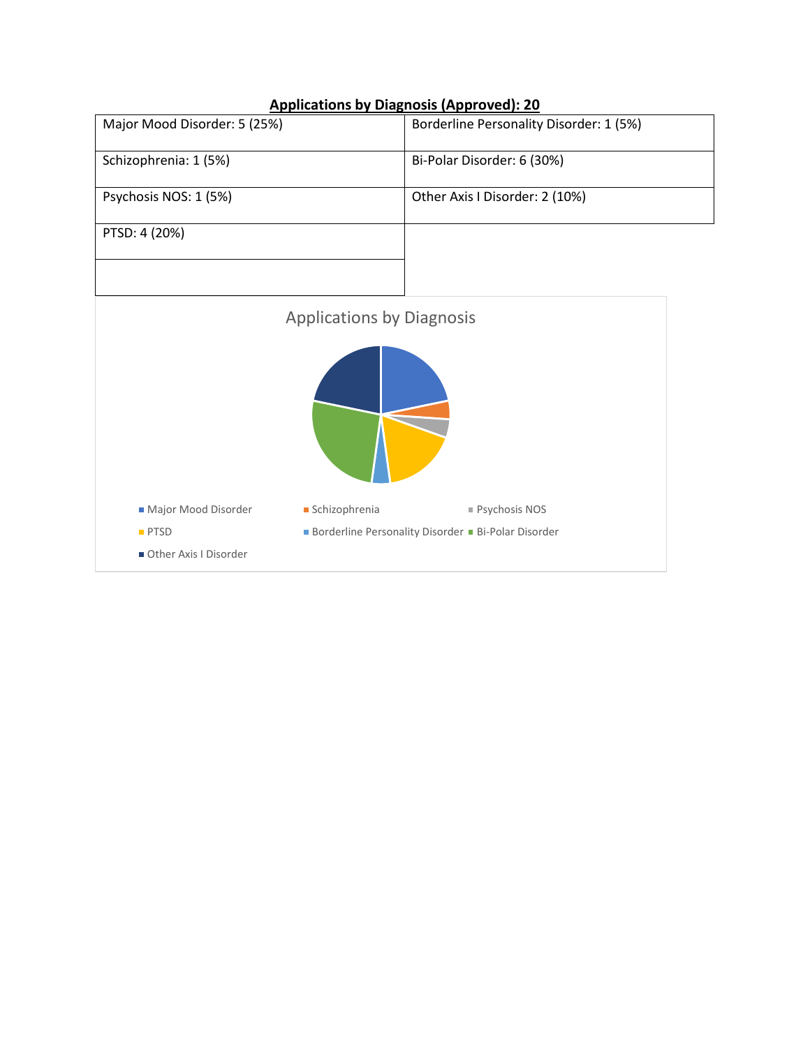**Applications by Diagnosis (Approved): 20**

| | |
|---|---|
| Major Mood Disorder: 5 (25%) | Borderline Personality Disorder: 1 (5%) |
| Schizophrenia: 1 (5%) | Bi-Polar Disorder: 6 (30%) |
| Psychosis NOS: 1 (5%) | Other Axis I Disorder: 2 (10%) |
| PTSD: 4 (20%) | |
| | |

Applications by Diagnosis

- Major Mood Disorder
- Schizophrenia
- Psychosis NOS
- PTSD
- Borderline Personality Disorder
- Bi-Polar Disorder
- Other Axis I Disorder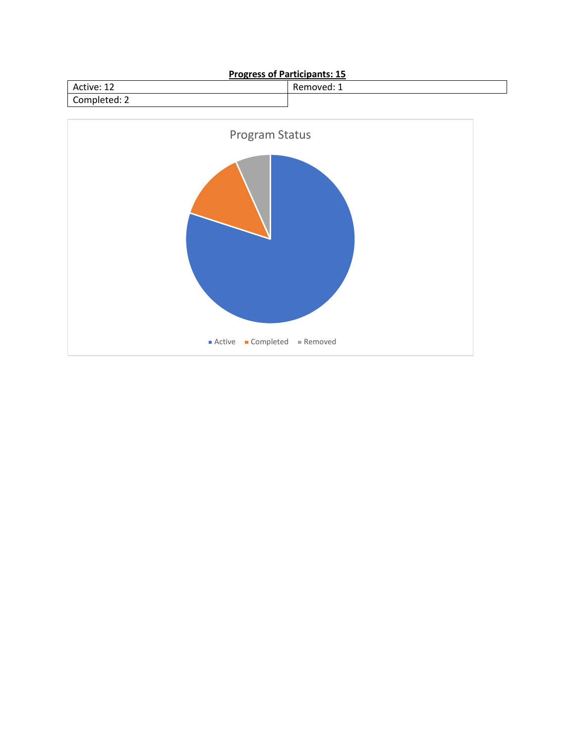**Progress of Participants: 15**

| | |
|---|---|
| Active: 12 | Removed: 1 |
| Completed: 2 | |

Program Status

Active
Completed
Removed